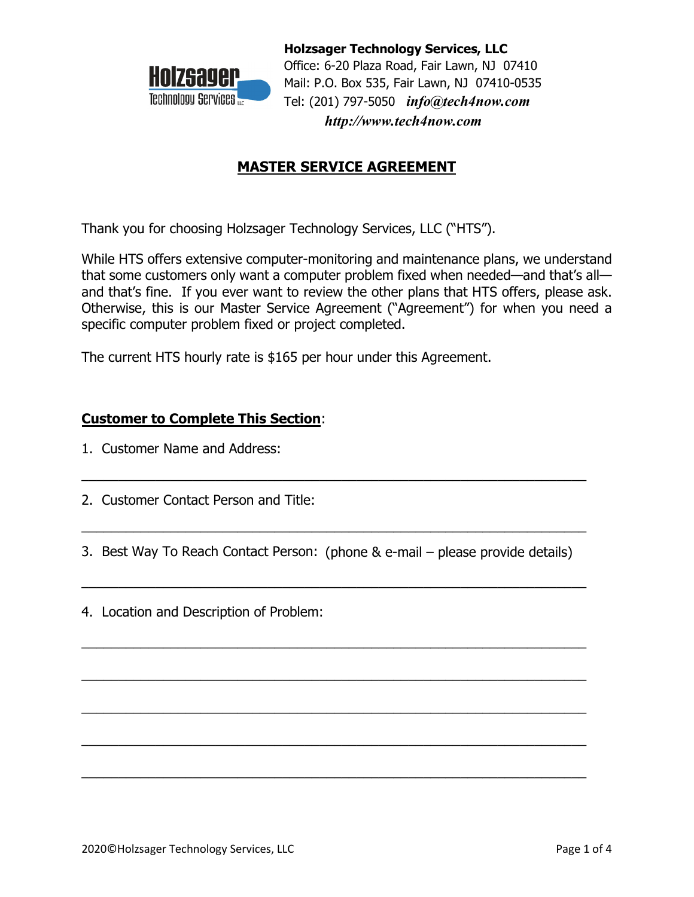**Holzsager Technology Services, LLC**
Office: 6-20 Plaza Road, Fair Lawn, NJ 07410
Mail: P.O. Box 535, Fair Lawn, NJ 07410-0535
Tel: (201) 797-5050 ***info@tech4now.com***
***http://www.tech4now.com***

# MASTER SERVICE AGREEMENT

Thank you for choosing Holzsager Technology Services, LLC ("HTS").

While HTS offers extensive computer-monitoring and maintenance plans, we understand that some customers only want a computer problem fixed when needed—and that's all—and that's fine. If you ever want to review the other plans that HTS offers, please ask. Otherwise, this is our Master Service Agreement ("Agreement") for when you need a specific computer problem fixed or project completed.

The current HTS hourly rate is $165 per hour under this Agreement.

**Customer to Complete This Section**:

1. Customer Name and Address:

_______________________________________________________________

2. Customer Contact Person and Title:

_______________________________________________________________

3. Best Way To Reach Contact Person: (phone & e-mail – please provide details)

_______________________________________________________________

4. Location and Description of Problem:

_______________________________________________________________

_______________________________________________________________

_______________________________________________________________

_______________________________________________________________

_______________________________________________________________

2020©Holzsager Technology Services, LLC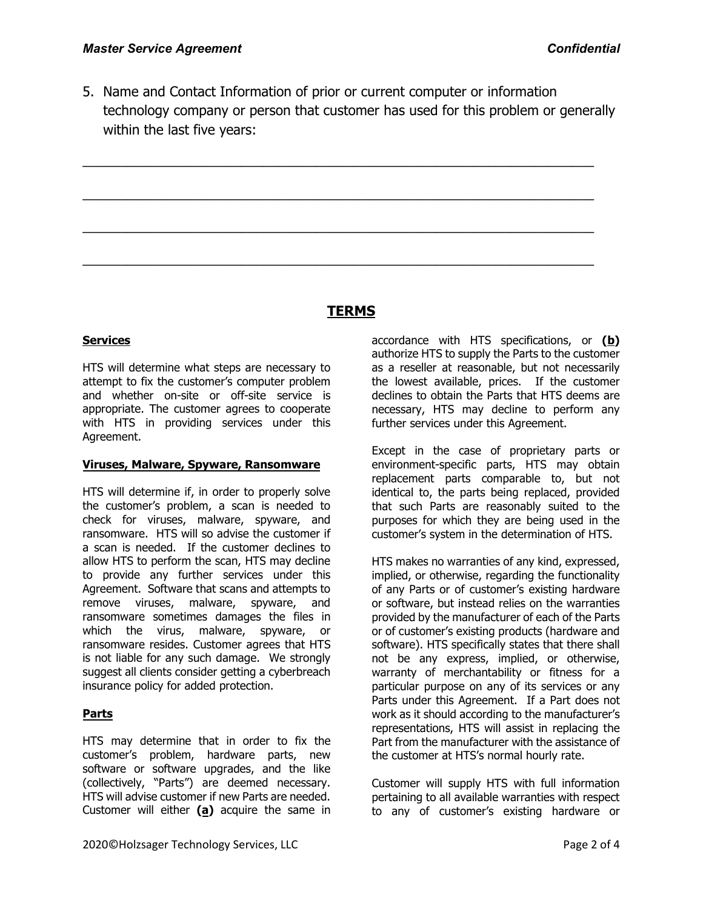5. Name and Contact Information of prior or current computer or information technology company or person that customer has used for this problem or generally within the last five years:

\_\_\_\_\_\_\_\_\_\_\_\_\_\_\_\_\_\_\_\_\_\_\_\_\_\_\_\_\_\_\_\_\_\_\_\_\_\_\_\_\_\_\_\_\_\_\_\_\_\_\_\_\_\_\_\_\_\_\_\_\_\_\_\_\_\_

\_\_\_\_\_\_\_\_\_\_\_\_\_\_\_\_\_\_\_\_\_\_\_\_\_\_\_\_\_\_\_\_\_\_\_\_\_\_\_\_\_\_\_\_\_\_\_\_\_\_\_\_\_\_\_\_\_\_\_\_\_\_\_\_\_\_

\_\_\_\_\_\_\_\_\_\_\_\_\_\_\_\_\_\_\_\_\_\_\_\_\_\_\_\_\_\_\_\_\_\_\_\_\_\_\_\_\_\_\_\_\_\_\_\_\_\_\_\_\_\_\_\_\_\_\_\_\_\_\_\_\_\_

\_\_\_\_\_\_\_\_\_\_\_\_\_\_\_\_\_\_\_\_\_\_\_\_\_\_\_\_\_\_\_\_\_\_\_\_\_\_\_\_\_\_\_\_\_\_\_\_\_\_\_\_\_\_\_\_\_\_\_\_\_\_\_\_\_\_

## TERMS

**Services**

HTS will determine what steps are necessary to attempt to fix the customer's computer problem and whether on-site or off-site service is appropriate. The customer agrees to cooperate with HTS in providing services under this Agreement.

**Viruses, Malware, Spyware, Ransomware**

HTS will determine if, in order to properly solve the customer's problem, a scan is needed to check for viruses, malware, spyware, and ransomware. HTS will so advise the customer if a scan is needed. If the customer declines to allow HTS to perform the scan, HTS may decline to provide any further services under this Agreement. Software that scans and attempts to remove viruses, malware, spyware, and ransomware sometimes damages the files in which the virus, malware, spyware, or ransomware resides. Customer agrees that HTS is not liable for any such damage. We strongly suggest all clients consider getting a cyberbreach insurance policy for added protection.

**Parts**

HTS may determine that in order to fix the customer's problem, hardware parts, new software or software upgrades, and the like (collectively, "Parts") are deemed necessary. HTS will advise customer if new Parts are needed. Customer will either **(a)** acquire the same in accordance with HTS specifications, or **(b)** authorize HTS to supply the Parts to the customer as a reseller at reasonable, but not necessarily the lowest available, prices. If the customer declines to obtain the Parts that HTS deems are necessary, HTS may decline to perform any further services under this Agreement.

Except in the case of proprietary parts or environment-specific parts, HTS may obtain replacement parts comparable to, but not identical to, the parts being replaced, provided that such Parts are reasonably suited to the purposes for which they are being used in the customer's system in the determination of HTS.

HTS makes no warranties of any kind, expressed, implied, or otherwise, regarding the functionality of any Parts or of customer's existing hardware or software, but instead relies on the warranties provided by the manufacturer of each of the Parts or of customer's existing products (hardware and software). HTS specifically states that there shall not be any express, implied, or otherwise, warranty of merchantability or fitness for a particular purpose on any of its services or any Parts under this Agreement. If a Part does not work as it should according to the manufacturer's representations, HTS will assist in replacing the Part from the manufacturer with the assistance of the customer at HTS's normal hourly rate.

Customer will supply HTS with full information pertaining to all available warranties with respect to any of customer's existing hardware or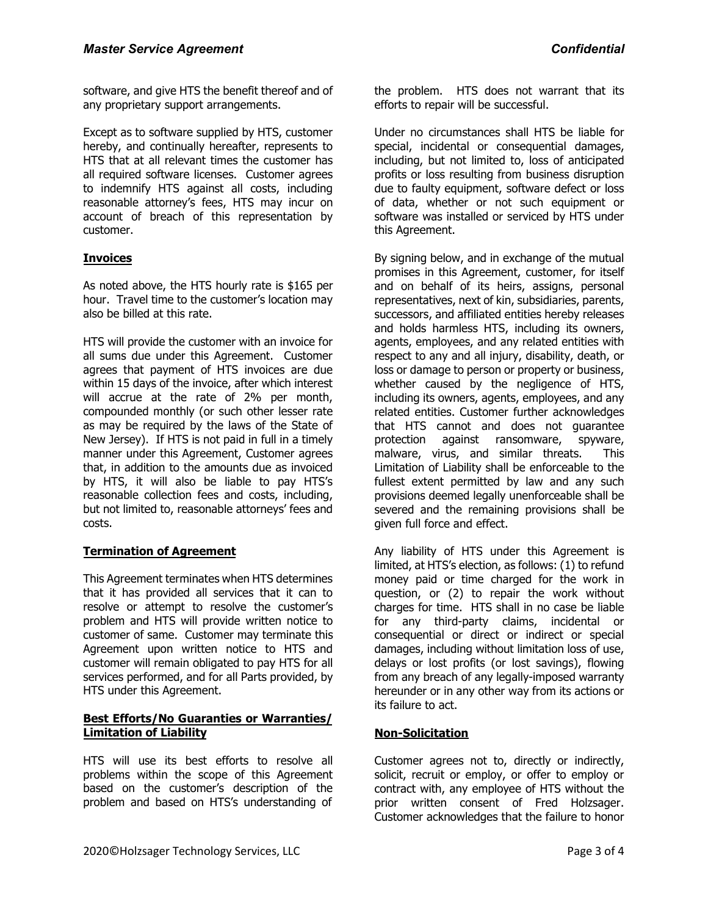software, and give HTS the benefit thereof and of any proprietary support arrangements.

Except as to software supplied by HTS, customer hereby, and continually hereafter, represents to HTS that at all relevant times the customer has all required software licenses. Customer agrees to indemnify HTS against all costs, including reasonable attorney's fees, HTS may incur on account of breach of this representation by customer.

**Invoices**

As noted above, the HTS hourly rate is $165 per hour. Travel time to the customer's location may also be billed at this rate.

HTS will provide the customer with an invoice for all sums due under this Agreement. Customer agrees that payment of HTS invoices are due within 15 days of the invoice, after which interest will accrue at the rate of 2% per month, compounded monthly (or such other lesser rate as may be required by the laws of the State of New Jersey). If HTS is not paid in full in a timely manner under this Agreement, Customer agrees that, in addition to the amounts due as invoiced by HTS, it will also be liable to pay HTS's reasonable collection fees and costs, including, but not limited to, reasonable attorneys' fees and costs.

**Termination of Agreement**

This Agreement terminates when HTS determines that it has provided all services that it can to resolve or attempt to resolve the customer's problem and HTS will provide written notice to customer of same. Customer may terminate this Agreement upon written notice to HTS and customer will remain obligated to pay HTS for all services performed, and for all Parts provided, by HTS under this Agreement.

**Best Efforts/No Guaranties or Warranties/ Limitation of Liability**

HTS will use its best efforts to resolve all problems within the scope of this Agreement based on the customer's description of the problem and based on HTS's understanding of the problem. HTS does not warrant that its efforts to repair will be successful.

Under no circumstances shall HTS be liable for special, incidental or consequential damages, including, but not limited to, loss of anticipated profits or loss resulting from business disruption due to faulty equipment, software defect or loss of data, whether or not such equipment or software was installed or serviced by HTS under this Agreement.

By signing below, and in exchange of the mutual promises in this Agreement, customer, for itself and on behalf of its heirs, assigns, personal representatives, next of kin, subsidiaries, parents, successors, and affiliated entities hereby releases and holds harmless HTS, including its owners, agents, employees, and any related entities with respect to any and all injury, disability, death, or loss or damage to person or property or business, whether caused by the negligence of HTS, including its owners, agents, employees, and any related entities. Customer further acknowledges that HTS cannot and does not guarantee protection against ransomware, spyware, malware, virus, and similar threats. This Limitation of Liability shall be enforceable to the fullest extent permitted by law and any such provisions deemed legally unenforceable shall be severed and the remaining provisions shall be given full force and effect.

Any liability of HTS under this Agreement is limited, at HTS's election, as follows: (1) to refund money paid or time charged for the work in question, or (2) to repair the work without charges for time. HTS shall in no case be liable for any third-party claims, incidental or consequential or direct or indirect or special damages, including without limitation loss of use, delays or lost profits (or lost savings), flowing from any breach of any legally-imposed warranty hereunder or in any other way from its actions or its failure to act.

**Non-Solicitation**

Customer agrees not to, directly or indirectly, solicit, recruit or employ, or offer to employ or contract with, any employee of HTS without the prior written consent of Fred Holzsager. Customer acknowledges that the failure to honor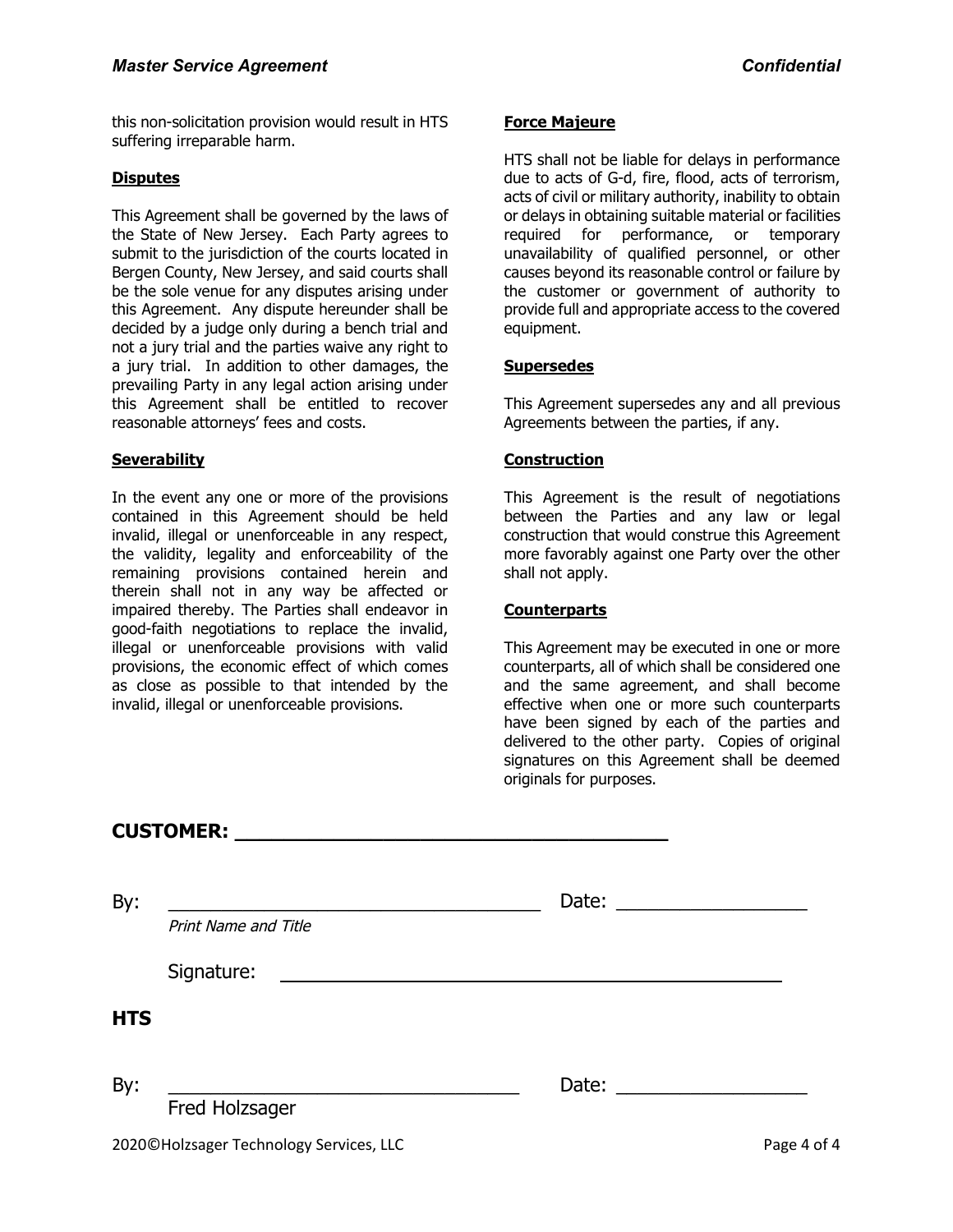this non-solicitation provision would result in HTS suffering irreparable harm.

**Disputes**

This Agreement shall be governed by the laws of the State of New Jersey. Each Party agrees to submit to the jurisdiction of the courts located in Bergen County, New Jersey, and said courts shall be the sole venue for any disputes arising under this Agreement. Any dispute hereunder shall be decided by a judge only during a bench trial and not a jury trial and the parties waive any right to a jury trial. In addition to other damages, the prevailing Party in any legal action arising under this Agreement shall be entitled to recover reasonable attorneys' fees and costs.

**Severability**

In the event any one or more of the provisions contained in this Agreement should be held invalid, illegal or unenforceable in any respect, the validity, legality and enforceability of the remaining provisions contained herein and therein shall not in any way be affected or impaired thereby. The Parties shall endeavor in good-faith negotiations to replace the invalid, illegal or unenforceable provisions with valid provisions, the economic effect of which comes as close as possible to that intended by the invalid, illegal or unenforceable provisions.

**Force Majeure**

HTS shall not be liable for delays in performance due to acts of G-d, fire, flood, acts of terrorism, acts of civil or military authority, inability to obtain or delays in obtaining suitable material or facilities required for performance, or temporary unavailability of qualified personnel, or other causes beyond its reasonable control or failure by the customer or government of authority to provide full and appropriate access to the covered equipment.

**Supersedes**

This Agreement supersedes any and all previous Agreements between the parties, if any.

**Construction**

This Agreement is the result of negotiations between the Parties and any law or legal construction that would construe this Agreement more favorably against one Party over the other shall not apply.

**Counterparts**

This Agreement may be executed in one or more counterparts, all of which shall be considered one and the same agreement, and shall become effective when one or more such counterparts have been signed by each of the parties and delivered to the other party. Copies of original signatures on this Agreement shall be deemed originals for purposes.

**CUSTOMER: ______________________________________**

By: ____________________________________ Date: __________________

*Print Name and Title*

Signature: ________________________________________________

**HTS**

By: __________________________________ Date: __________________

Fred Holzsager

2020©Holzsager Technology Services, LLC